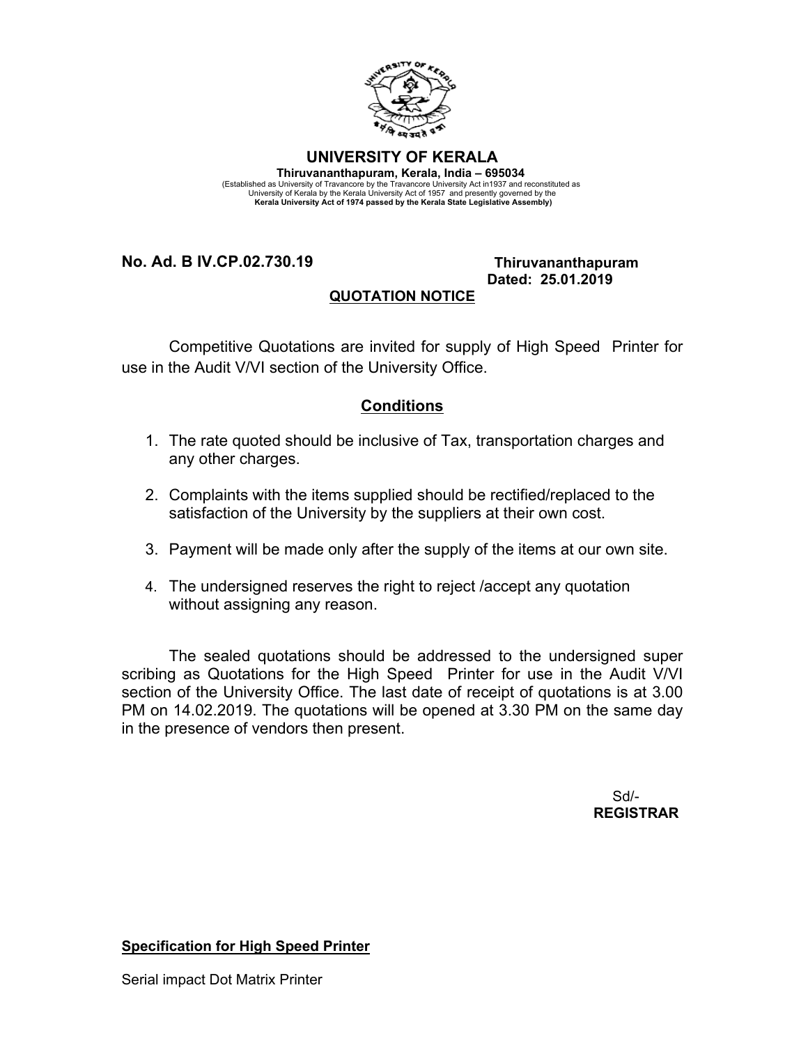# UNIVERSITY OF KERALA

**Thiruvananthapuram, Kerala, India – 695034**

(Established as University of Travancore by the Travancore University Act in1937 and reconstituted as University of Kerala by the Kerala University Act of 1957 and presently governed by the **Kerala University Act of 1974 passed by the Kerala State Legislative Assembly)**

**No. Ad. B IV.CP.02.730.19**

**Thiruvananthapuram**
**Dated: 25.01.2019**

**QUOTATION NOTICE**

Competitive Quotations are invited for supply of High Speed Printer for use in the Audit V/VI section of the University Office.

## Conditions

1. The rate quoted should be inclusive of Tax, transportation charges and any other charges.
2. Complaints with the items supplied should be rectified/replaced to the satisfaction of the University by the suppliers at their own cost.
3. Payment will be made only after the supply of the items at our own site.
4. The undersigned reserves the right to reject /accept any quotation without assigning any reason.

The sealed quotations should be addressed to the undersigned super scribing as Quotations for the High Speed Printer for use in the Audit V/VI section of the University Office. The last date of receipt of quotations is at 3.00 PM on 14.02.2019. The quotations will be opened at 3.30 PM on the same day in the presence of vendors then present.

Sd/-
**REGISTRAR**

**Specification for High Speed Printer**

Serial impact Dot Matrix Printer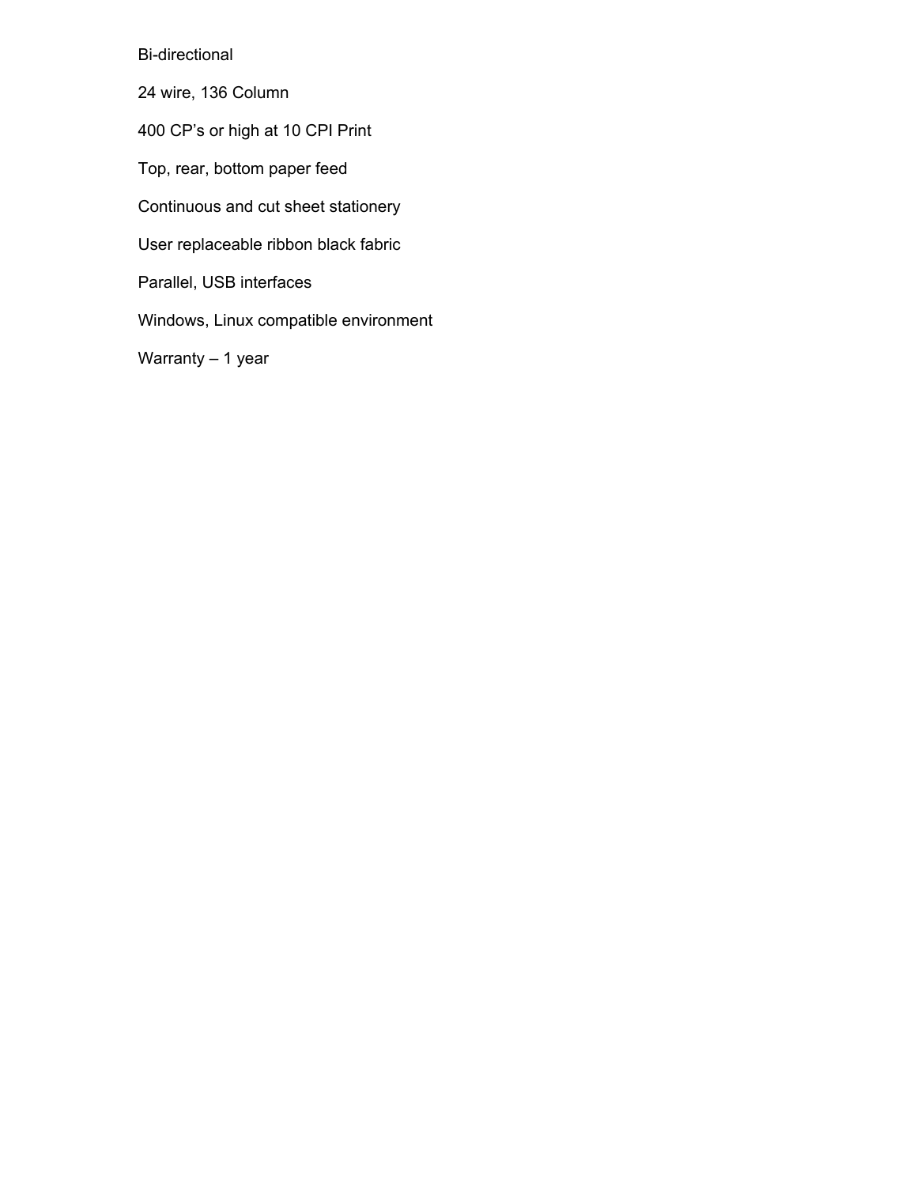Bi-directional

24 wire, 136 Column

400 CP's or high at 10 CPI Print

Top, rear, bottom paper feed

Continuous and cut sheet stationery

User replaceable ribbon black fabric

Parallel, USB interfaces

Windows, Linux compatible environment

Warranty – 1 year